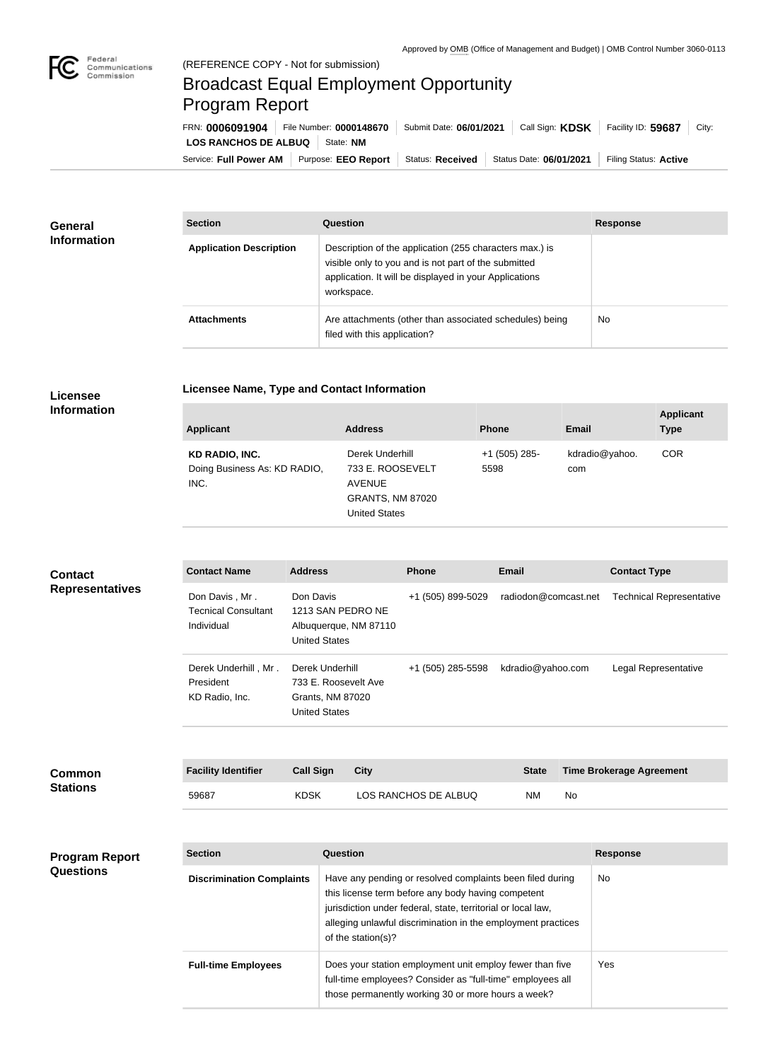Approved by OMB (Office of Management and Budget) | OMB Control Number 3060-0113

(REFERENCE COPY - Not for submission)

# Broadcast Equal Employment Opportunity Program Report

FRN: **0006091904** | File Number: **0000148670** | Submit Date: **06/01/2021** | Call Sign: **KDSK** | Facility ID: **59687** | City: **LOS RANCHOS DE ALBUQ** | State: **NM**

Service: **Full Power AM** | Purpose: **EEO Report** | Status: **Received** | Status Date: **06/01/2021** | Filing Status: **Active**

## General Information

| Section | Question | Response |
| --- | --- | --- |
| **Application Description** | Description of the application (255 characters max.) is visible only to you and is not part of the submitted application. It will be displayed in your Applications workspace. | |
| **Attachments** | Are attachments (other than associated schedules) being filed with this application? | No |

## Licensee Information

### Licensee Name, Type and Contact Information

| Applicant | Address | Phone | Email | Applicant Type |
| --- | --- | --- | --- | --- |
| **KD RADIO, INC.** Doing Business As: KD RADIO, INC. | Derek Underhill 733 E. ROOSEVELT AVENUE GRANTS, NM 87020 United States | +1 (505) 285-5598 | kdradio@yahoo.com | COR |

## Contact Representatives

| Contact Name | Address | Phone | Email | Contact Type |
| --- | --- | --- | --- | --- |
| Don Davis , Mr . Tecnical Consultant Individual | Don Davis 1213 SAN PEDRO NE Albuquerque, NM 87110 United States | +1 (505) 899-5029 | radiodon@comcast.net | Technical Representative |
| Derek Underhill , Mr . President KD Radio, Inc. | Derek Underhill 733 E. Roosevelt Ave Grants, NM 87020 United States | +1 (505) 285-5598 | kdradio@yahoo.com | Legal Representative |

## Common Stations

| Facility Identifier | Call Sign | City | State | Time Brokerage Agreement |
| --- | --- | --- | --- | --- |
| 59687 | KDSK | LOS RANCHOS DE ALBUQ | NM | No |

## Program Report Questions

| Section | Question | Response |
| --- | --- | --- |
| **Discrimination Complaints** | Have any pending or resolved complaints been filed during this license term before any body having competent jurisdiction under federal, state, territorial or local law, alleging unlawful discrimination in the employment practices of the station(s)? | No |
| **Full-time Employees** | Does your station employment unit employ fewer than five full-time employees? Consider as "full-time" employees all those permanently working 30 or more hours a week? | Yes |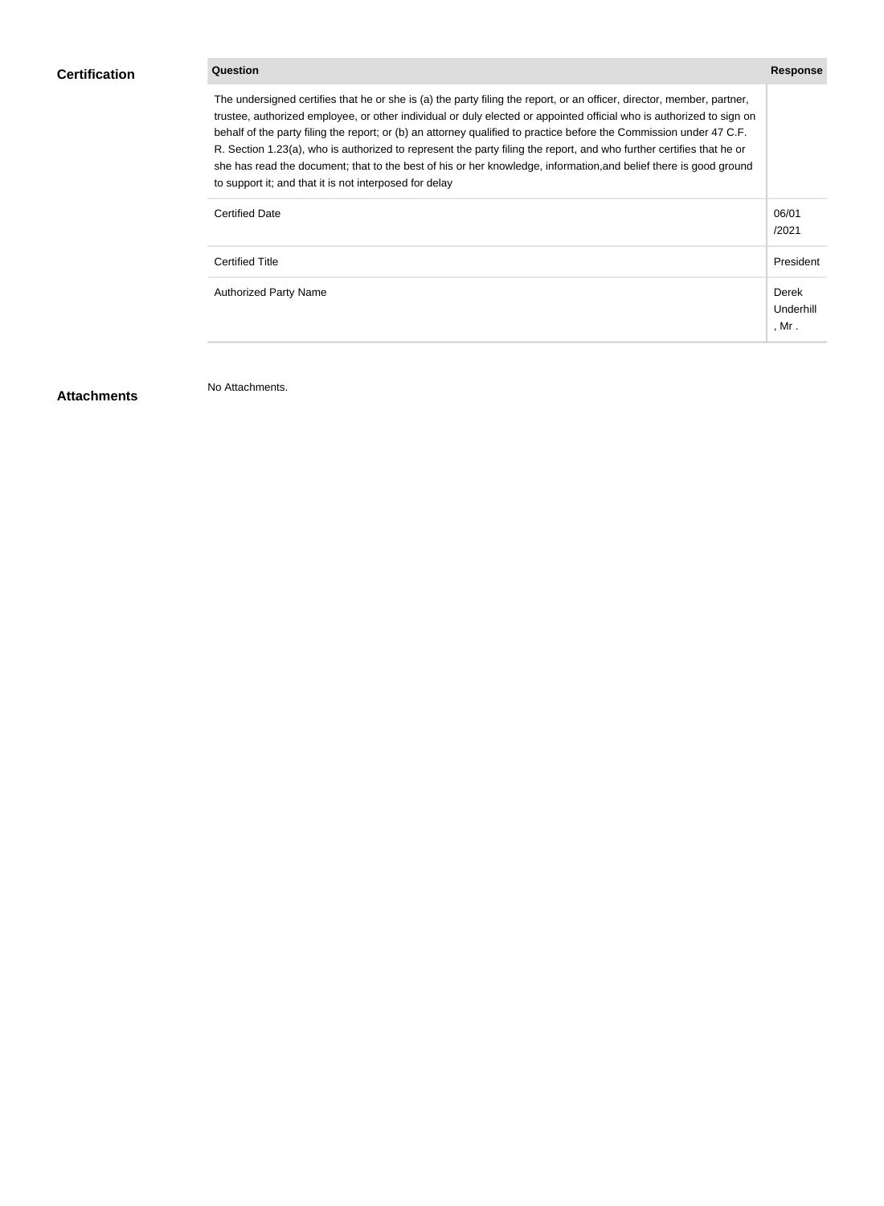## Certification

| Question | Response |
|---|---|
| The undersigned certifies that he or she is (a) the party filing the report, or an officer, director, member, partner, trustee, authorized employee, or other individual or duly elected or appointed official who is authorized to sign on behalf of the party filing the report; or (b) an attorney qualified to practice before the Commission under 47 C.F. R. Section 1.23(a), who is authorized to represent the party filing the report, and who further certifies that he or she has read the document; that to the best of his or her knowledge, information,and belief there is good ground to support it; and that it is not interposed for delay | |
| Certified Date | 06/01/2021 |
| Certified Title | President |
| Authorized Party Name | Derek Underhill, Mr . |

## Attachments

No Attachments.